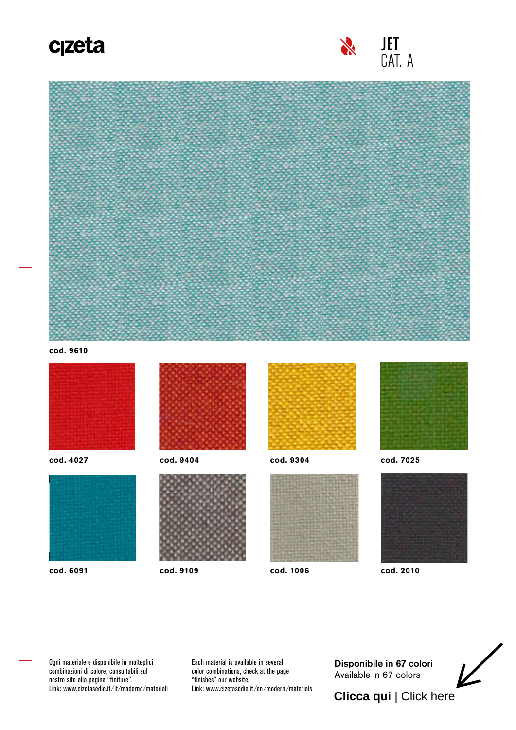cizeta

# JET
CAT. A

cod. 9610

cod. 4027

cod. 9404

cod. 9304

cod. 7025

cod. 6091

cod. 9109

cod. 1006

cod. 2010

Ogni materiale è disponibile in molteplici combinazioni di colore, consultabili sul nostro sito alla pagina "finiture".
Link: www.cizetasedie.it/it/moderno/materiali

Each material is available in several color combinations, check at the page "finishes" our website.
Link: www.cizetasedie.it/en/modern/materials

**Disponibile in 67 colori**
Available in 67 colors

**Clicca qui** | Click here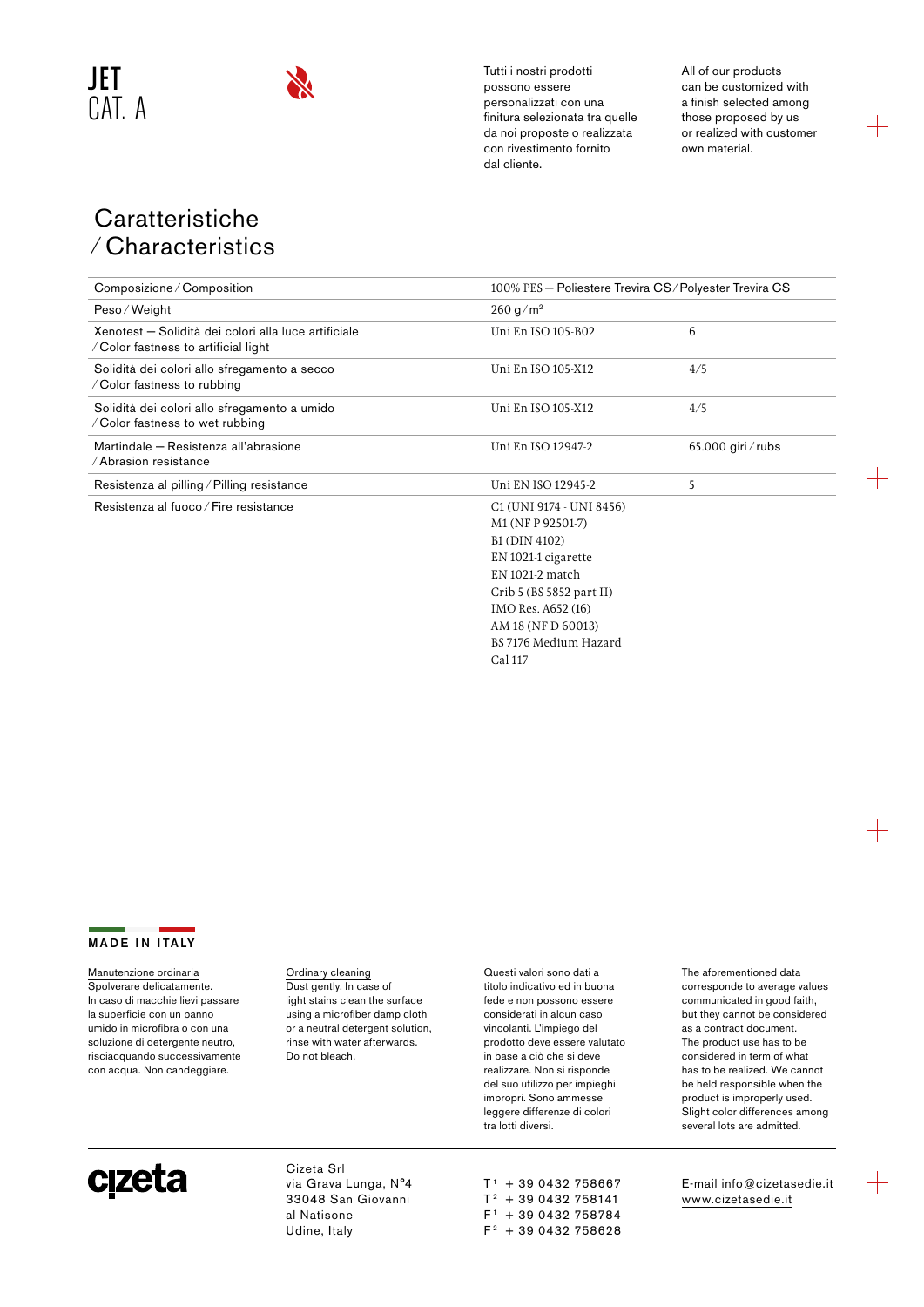# JET
CAT. A

Tutti i nostri prodotti possono essere personalizzati con una finitura selezionata tra quelle da noi proposte o realizzata con rivestimento fornito dal cliente.

All of our products can be customized with a finish selected among those proposed by us or realized with customer own material.

## Caratteristiche / Characteristics

| | | |
|---|---|---|
| Composizione / Composition | 100% PES — Poliestere Trevira CS / Polyester Trevira CS | |
| Peso / Weight | 260 g / m² | |
| Xenotest — Solidità dei colori alla luce artificiale / Color fastness to artificial light | Uni En ISO 105-B02 | 6 |
| Solidità dei colori allo sfregamento a secco / Color fastness to rubbing | Uni En ISO 105-X12 | 4/5 |
| Solidità dei colori allo sfregamento a umido / Color fastness to wet rubbing | Uni En ISO 105-X12 | 4/5 |
| Martindale — Resistenza all'abrasione / Abrasion resistance | Uni En ISO 12947-2 | 65.000 giri / rubs |
| Resistenza al pilling / Pilling resistance | Uni EN ISO 12945-2 | 5 |
| Resistenza al fuoco / Fire resistance | C1 (UNI 9174 - UNI 8456)<br>M1 (NF P 92501-7)<br>B1 (DIN 4102)<br>EN 1021-1 cigarette<br>EN 1021-2 match<br>Crib 5 (BS 5852 part II)<br>IMO Res. A652 (16)<br>AM 18 (NF D 60013)<br>BS 7176 Medium Hazard<br>Cal 117 | |

**MADE IN ITALY**

Manutenzione ordinaria
Spolverare delicatamente. In caso di macchie lievi passare la superficie con un panno umido in microfibra o con una soluzione di detergente neutro, risciacquando successivamente con acqua. Non candeggiare.

Ordinary cleaning
Dust gently. In case of light stains clean the surface using a microfiber damp cloth or a neutral detergent solution, rinse with water afterwards. Do not bleach.

Questi valori sono dati a titolo indicativo ed in buona fede e non possono essere considerati in alcun caso vincolanti. L'impiego del prodotto deve essere valutato in base a ciò che si deve realizzare. Non si risponde del suo utilizzo per impieghi impropri. Sono ammesse leggere differenze di colori tra lotti diversi.

The aforementioned data corresponde to average values communicated in good faith, but they cannot be considered as a contract document. The product use has to be considered in term of what has to be realized. We cannot be held responsible when the product is improperly used. Slight color differences among several lots are admitted.

cizeta

Cizeta Srl
via Grava Lunga, N°4
33048 San Giovanni al Natisone
Udine, Italy

T[1] + 39 0432 758667
T[2] + 39 0432 758141
F[1] + 39 0432 758784
F[2] + 39 0432 758628

E-mail info@cizetasedie.it
www.cizetasedie.it